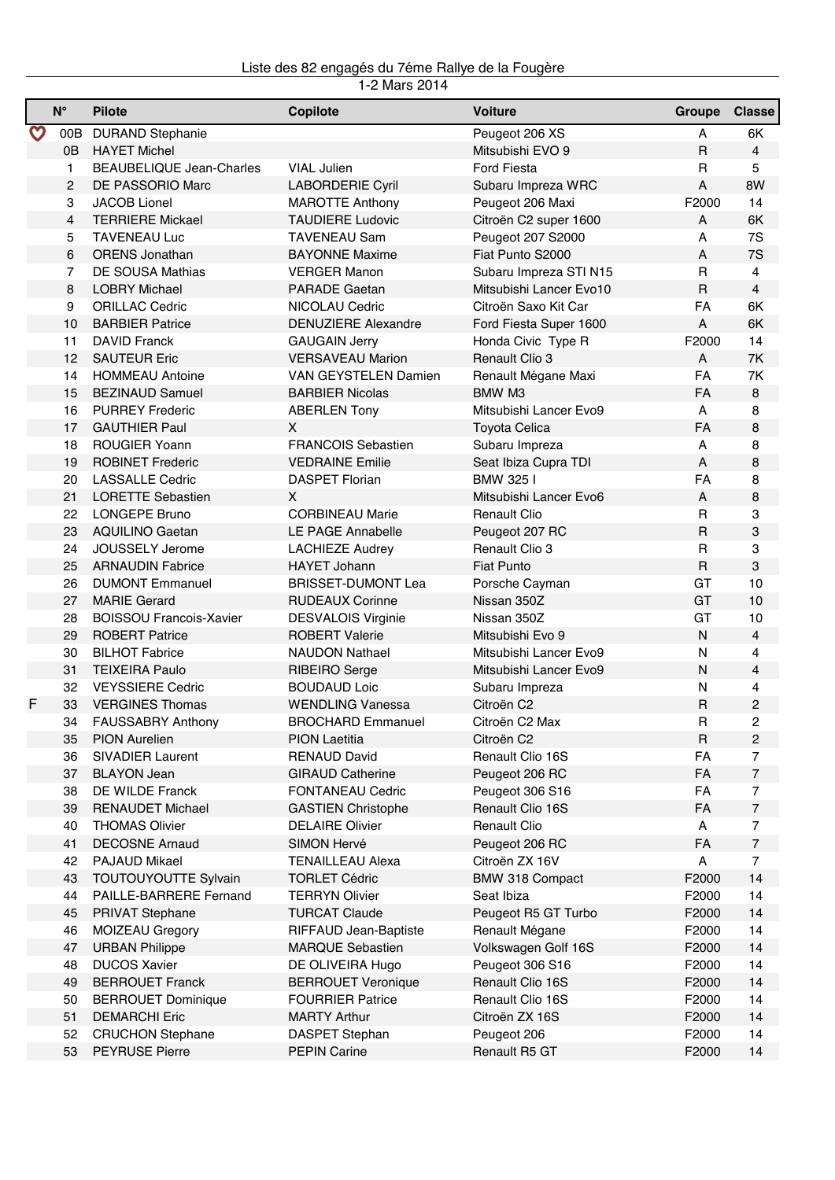Liste des 82 engagés du 7éme Rallye de la Fougère

1-2 Mars 2014

| | N° | Pilote | Copilote | Voiture | Groupe | Classe |
|---|---|---|---|---|---|---|
| ♡ | 00B | DURAND Stephanie | | Peugeot 206 XS | A | 6K |
| | 0B | HAYET Michel | | Mitsubishi EVO 9 | R | 4 |
| | 1 | BEAUBELIQUE Jean-Charles | VIAL Julien | Ford Fiesta | R | 5 |
| | 2 | DE PASSORIO Marc | LABORDERIE Cyril | Subaru Impreza WRC | A | 8W |
| | 3 | JACOB Lionel | MAROTTE Anthony | Peugeot 206 Maxi | F2000 | 14 |
| | 4 | TERRIERE Mickael | TAUDIERE Ludovic | Citroën C2 super 1600 | A | 6K |
| | 5 | TAVENEAU Luc | TAVENEAU Sam | Peugeot 207 S2000 | A | 7S |
| | 6 | ORENS Jonathan | BAYONNE Maxime | Fiat Punto S2000 | A | 7S |
| | 7 | DE SOUSA Mathias | VERGER Manon | Subaru Impreza STI N15 | R | 4 |
| | 8 | LOBRY Michael | PARADE Gaetan | Mitsubishi Lancer Evo10 | R | 4 |
| | 9 | ORILLAC Cedric | NICOLAU Cedric | Citroën Saxo Kit Car | FA | 6K |
| | 10 | BARBIER Patrice | DENUZIERE Alexandre | Ford Fiesta Super 1600 | A | 6K |
| | 11 | DAVID Franck | GAUGAIN Jerry | Honda Civic Type R | F2000 | 14 |
| | 12 | SAUTEUR Eric | VERSAVEAU Marion | Renault Clio 3 | A | 7K |
| | 14 | HOMMEAU Antoine | VAN GEYSTELEN Damien | Renault Mégane Maxi | FA | 7K |
| | 15 | BEZINAUD Samuel | BARBIER Nicolas | BMW M3 | FA | 8 |
| | 16 | PURREY Frederic | ABERLEN Tony | Mitsubishi Lancer Evo9 | A | 8 |
| | 17 | GAUTHIER Paul | X | Toyota Celica | FA | 8 |
| | 18 | ROUGIER Yoann | FRANCOIS Sebastien | Subaru Impreza | A | 8 |
| | 19 | ROBINET Frederic | VEDRAINE Emilie | Seat Ibiza Cupra TDI | A | 8 |
| | 20 | LASSALLE Cedric | DASPET Florian | BMW 325 I | FA | 8 |
| | 21 | LORETTE Sebastien | X | Mitsubishi Lancer Evo6 | A | 8 |
| | 22 | LONGEPE Bruno | CORBINEAU Marie | Renault Clio | R | 3 |
| | 23 | AQUILINO Gaetan | LE PAGE Annabelle | Peugeot 207 RC | R | 3 |
| | 24 | JOUSSELY Jerome | LACHIEZE Audrey | Renault Clio 3 | R | 3 |
| | 25 | ARNAUDIN Fabrice | HAYET Johann | Fiat Punto | R | 3 |
| | 26 | DUMONT Emmanuel | BRISSET-DUMONT Lea | Porsche Cayman | GT | 10 |
| | 27 | MARIE Gerard | RUDEAUX Corinne | Nissan 350Z | GT | 10 |
| | 28 | BOISSOU Francois-Xavier | DESVALOIS Virginie | Nissan 350Z | GT | 10 |
| | 29 | ROBERT Patrice | ROBERT Valerie | Mitsubishi Evo 9 | N | 4 |
| | 30 | BILHOT Fabrice | NAUDON Nathael | Mitsubishi Lancer Evo9 | N | 4 |
| | 31 | TEIXEIRA Paulo | RIBEIRO Serge | Mitsubishi Lancer Evo9 | N | 4 |
| | 32 | VEYSSIERE Cedric | BOUDAUD Loic | Subaru Impreza | N | 4 |
| F | 33 | VERGINES Thomas | WENDLING Vanessa | Citroën C2 | R | 2 |
| | 34 | FAUSSABRY Anthony | BROCHARD Emmanuel | Citroën C2 Max | R | 2 |
| | 35 | PION Aurelien | PION Laetitia | Citroën C2 | R | 2 |
| | 36 | SIVADIER Laurent | RENAUD David | Renault Clio 16S | FA | 7 |
| | 37 | BLAYON Jean | GIRAUD Catherine | Peugeot 206 RC | FA | 7 |
| | 38 | DE WILDE Franck | FONTANEAU Cedric | Peugeot 306 S16 | FA | 7 |
| | 39 | RENAUDET Michael | GASTIEN Christophe | Renault Clio 16S | FA | 7 |
| | 40 | THOMAS Olivier | DELAIRE Olivier | Renault Clio | A | 7 |
| | 41 | DECOSNE Arnaud | SIMON Hervé | Peugeot 206 RC | FA | 7 |
| | 42 | PAJAUD Mikael | TENAILLEAU Alexa | Citroën ZX 16V | A | 7 |
| | 43 | TOUTOUYOUTTE Sylvain | TORLET Cédric | BMW 318 Compact | F2000 | 14 |
| | 44 | PAILLE-BARRERE Fernand | TERRYN Olivier | Seat Ibiza | F2000 | 14 |
| | 45 | PRIVAT Stephane | TURCAT Claude | Peugeot R5 GT Turbo | F2000 | 14 |
| | 46 | MOIZEAU Gregory | RIFFAUD Jean-Baptiste | Renault Mégane | F2000 | 14 |
| | 47 | URBAN Philippe | MARQUE Sebastien | Volkswagen Golf 16S | F2000 | 14 |
| | 48 | DUCOS Xavier | DE OLIVEIRA Hugo | Peugeot 306 S16 | F2000 | 14 |
| | 49 | BERROUET Franck | BERROUET Veronique | Renault Clio 16S | F2000 | 14 |
| | 50 | BERROUET Dominique | FOURRIER Patrice | Renault Clio 16S | F2000 | 14 |
| | 51 | DEMARCHI Eric | MARTY Arthur | Citroën ZX 16S | F2000 | 14 |
| | 52 | CRUCHON Stephane | DASPET Stephan | Peugeot 206 | F2000 | 14 |
| | 53 | PEYRUSE Pierre | PEPIN Carine | Renault R5 GT | F2000 | 14 |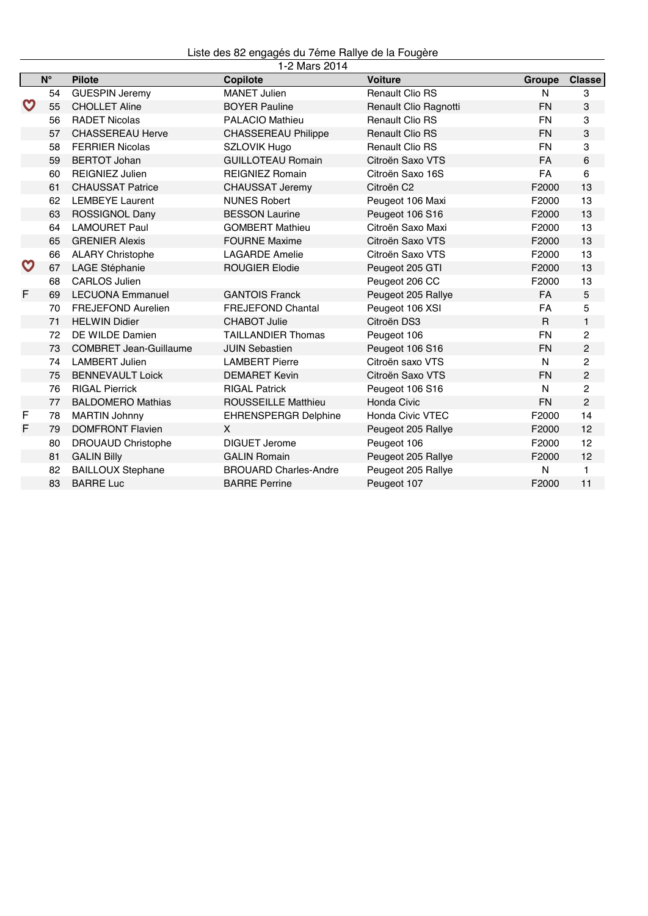Liste des 82 engagés du 7éme Rallye de la Fougère

1-2 Mars 2014

| | N° | Pilote | Copilote | Voiture | Groupe | Classe |
|---|---|---|---|---|---|---|
| | 54 | GUESPIN Jeremy | MANET Julien | Renault Clio RS | N | 3 |
| ♡ | 55 | CHOLLET Aline | BOYER Pauline | Renault Clio Ragnotti | FN | 3 |
| | 56 | RADET Nicolas | PALACIO Mathieu | Renault Clio RS | FN | 3 |
| | 57 | CHASSEREAU Herve | CHASSEREAU Philippe | Renault Clio RS | FN | 3 |
| | 58 | FERRIER Nicolas | SZLOVIK Hugo | Renault Clio RS | FN | 3 |
| | 59 | BERTOT Johan | GUILLOTEAU Romain | Citroën Saxo VTS | FA | 6 |
| | 60 | REIGNIEZ Julien | REIGNIEZ Romain | Citroën Saxo 16S | FA | 6 |
| | 61 | CHAUSSAT Patrice | CHAUSSAT Jeremy | Citroën C2 | F2000 | 13 |
| | 62 | LEMBEYE Laurent | NUNES Robert | Peugeot 106 Maxi | F2000 | 13 |
| | 63 | ROSSIGNOL Dany | BESSON Laurine | Peugeot 106 S16 | F2000 | 13 |
| | 64 | LAMOURET Paul | GOMBERT Mathieu | Citroën Saxo Maxi | F2000 | 13 |
| | 65 | GRENIER Alexis | FOURNE Maxime | Citroën Saxo VTS | F2000 | 13 |
| | 66 | ALARY Christophe | LAGARDE Amelie | Citroën Saxo VTS | F2000 | 13 |
| ♡ | 67 | LAGE Stéphanie | ROUGIER Elodie | Peugeot 205 GTI | F2000 | 13 |
| | 68 | CARLOS Julien | | Peugeot 206 CC | F2000 | 13 |
| F | 69 | LECUONA Emmanuel | GANTOIS Franck | Peugeot 205 Rallye | FA | 5 |
| | 70 | FREJEFOND Aurelien | FREJEFOND Chantal | Peugeot 106 XSI | FA | 5 |
| | 71 | HELWIN Didier | CHABOT Julie | Citroën DS3 | R | 1 |
| | 72 | DE WILDE Damien | TAILLANDIER Thomas | Peugeot 106 | FN | 2 |
| | 73 | COMBRET Jean-Guillaume | JUIN Sebastien | Peugeot 106 S16 | FN | 2 |
| | 74 | LAMBERT Julien | LAMBERT Pierre | Citroën saxo VTS | N | 2 |
| | 75 | BENNEVAULT Loick | DEMARET Kevin | Citroën Saxo VTS | FN | 2 |
| | 76 | RIGAL Pierrick | RIGAL Patrick | Peugeot 106 S16 | N | 2 |
| | 77 | BALDOMERO Mathias | ROUSSEILLE Matthieu | Honda Civic | FN | 2 |
| F | 78 | MARTIN Johnny | EHRENSPERGR Delphine | Honda Civic VTEC | F2000 | 14 |
| F | 79 | DOMFRONT Flavien | X | Peugeot 205 Rallye | F2000 | 12 |
| | 80 | DROUAUD Christophe | DIGUET Jerome | Peugeot 106 | F2000 | 12 |
| | 81 | GALIN Billy | GALIN Romain | Peugeot 205 Rallye | F2000 | 12 |
| | 82 | BAILLOUX Stephane | BROUARD Charles-Andre | Peugeot 205 Rallye | N | 1 |
| | 83 | BARRE Luc | BARRE Perrine | Peugeot 107 | F2000 | 11 |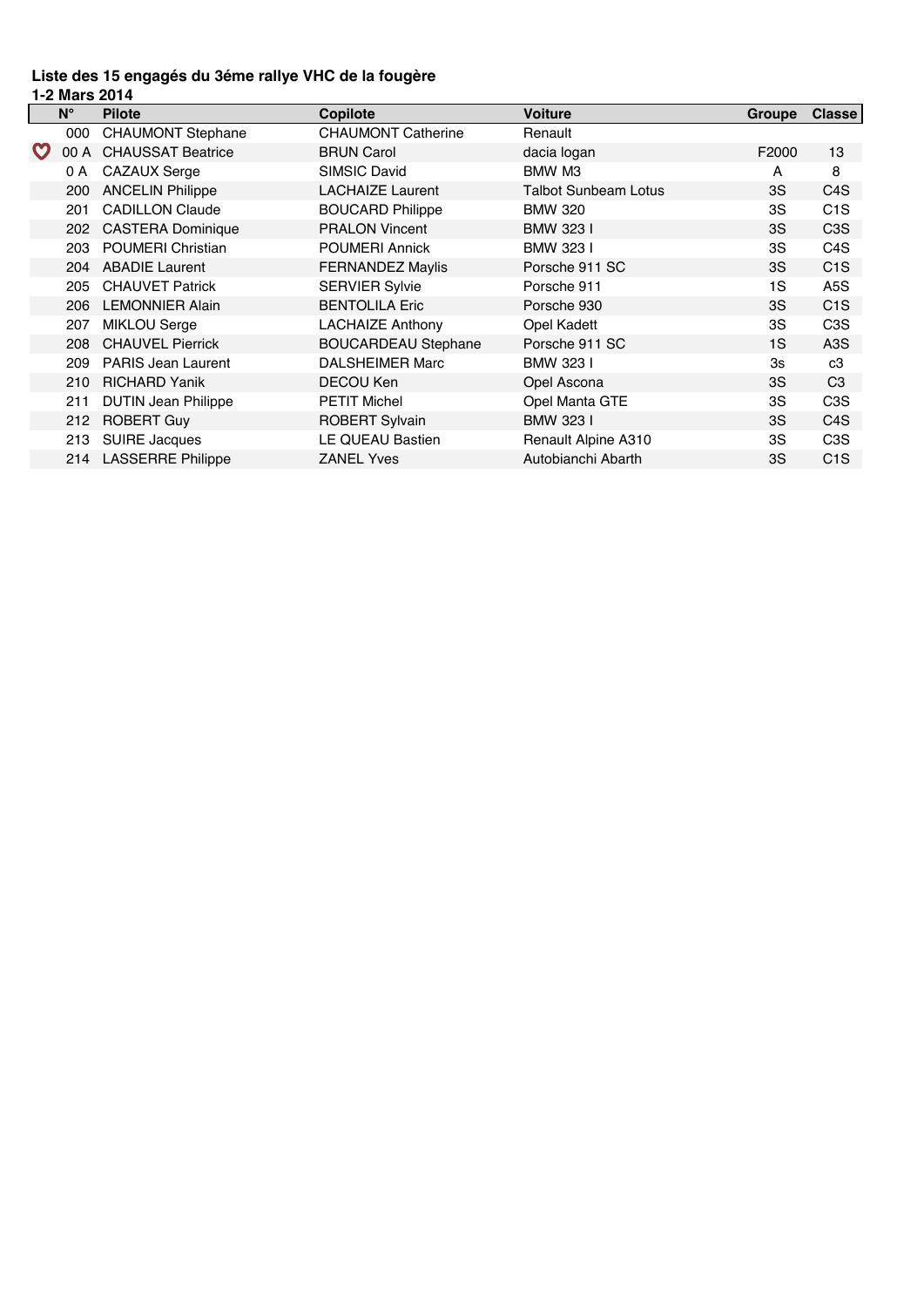**Liste des 15 engagés du 3éme rallye VHC de la fougère**
**1-2 Mars 2014**

| N° | Pilote | Copilote | Voiture | Groupe | Classe |
|---|---|---|---|---|---|
| 000 | CHAUMONT Stephane | CHAUMONT Catherine | Renault | | |
| 00 A | CHAUSSAT Beatrice | BRUN Carol | dacia logan | F2000 | 13 |
| 0 A | CAZAUX Serge | SIMSIC David | BMW M3 | A | 8 |
| 200 | ANCELIN Philippe | LACHAIZE Laurent | Talbot Sunbeam Lotus | 3S | C4S |
| 201 | CADILLON Claude | BOUCARD Philippe | BMW 320 | 3S | C1S |
| 202 | CASTERA Dominique | PRALON Vincent | BMW 323 I | 3S | C3S |
| 203 | POUMERI Christian | POUMERI Annick | BMW 323 I | 3S | C4S |
| 204 | ABADIE Laurent | FERNANDEZ Maylis | Porsche 911 SC | 3S | C1S |
| 205 | CHAUVET Patrick | SERVIER Sylvie | Porsche 911 | 1S | A5S |
| 206 | LEMONNIER Alain | BENTOLILA Eric | Porsche 930 | 3S | C1S |
| 207 | MIKLOU Serge | LACHAIZE Anthony | Opel Kadett | 3S | C3S |
| 208 | CHAUVEL Pierrick | BOUCARDEAU Stephane | Porsche 911 SC | 1S | A3S |
| 209 | PARIS Jean Laurent | DALSHEIMER Marc | BMW 323 I | 3s | c3 |
| 210 | RICHARD Yanik | DECOU Ken | Opel Ascona | 3S | C3 |
| 211 | DUTIN Jean Philippe | PETIT Michel | Opel Manta GTE | 3S | C3S |
| 212 | ROBERT Guy | ROBERT Sylvain | BMW 323 I | 3S | C4S |
| 213 | SUIRE Jacques | LE QUEAU Bastien | Renault Alpine A310 | 3S | C3S |
| 214 | LASSERRE Philippe | ZANEL Yves | Autobianchi Abarth | 3S | C1S |